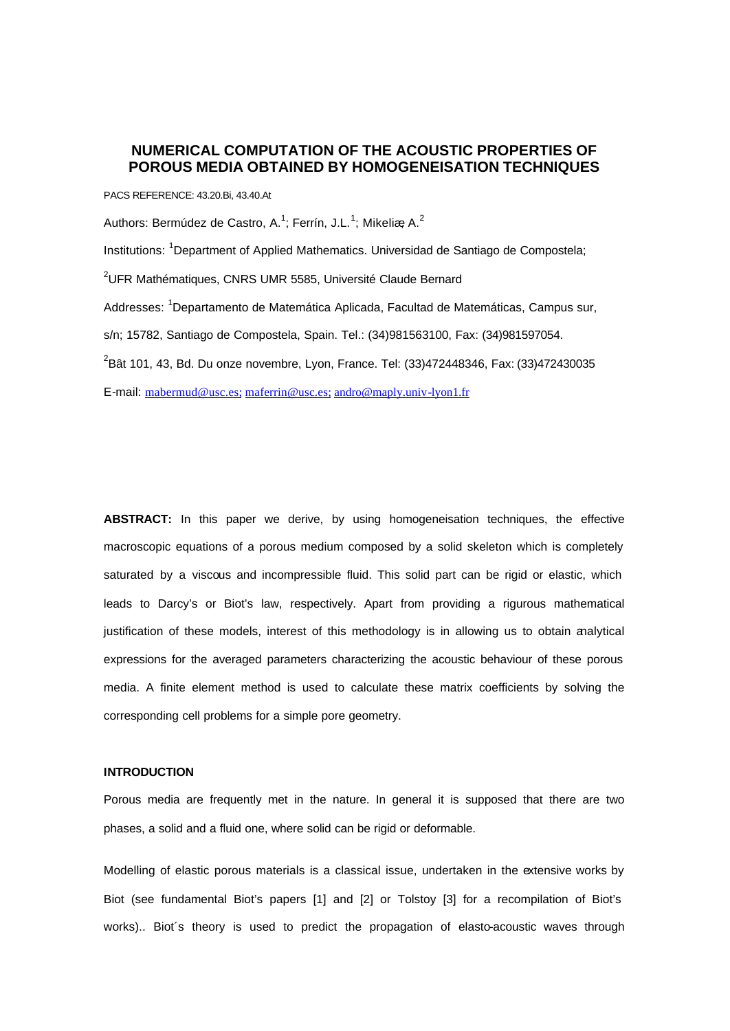# NUMERICAL COMPUTATION OF THE ACOUSTIC PROPERTIES OF POROUS MEDIA OBTAINED BY HOMOGENEISATION TECHNIQUES

PACS REFERENCE: 43.20.Bi, 43.40.At

Authors: Bermúdez de Castro, A.[1]; Ferrín, J.L.[1]; Mikelic, A.[2]

Institutions: [1]Department of Applied Mathematics. Universidad de Santiago de Compostela;

[2]UFR Mathématiques, CNRS UMR 5585, Université Claude Bernard

Addresses: [1]Departamento de Matemática Aplicada, Facultad de Matemáticas, Campus sur, s/n; 15782, Santiago de Compostela, Spain. Tel.: (34)981563100, Fax: (34)981597054.

[2]Bât 101, 43, Bd. Du onze novembre, Lyon, France. Tel: (33)472448346, Fax: (33)472430035

E-mail: mabermud@usc.es; maferrin@usc.es; andro@maply.univ-lyon1.fr

**ABSTRACT:** In this paper we derive, by using homogeneisation techniques, the effective macroscopic equations of a porous medium composed by a solid skeleton which is completely saturated by a viscous and incompressible fluid. This solid part can be rigid or elastic, which leads to Darcy's or Biot's law, respectively. Apart from providing a rigurous mathematical justification of these models, interest of this methodology is in allowing us to obtain analytical expressions for the averaged parameters characterizing the acoustic behaviour of these porous media. A finite element method is used to calculate these matrix coefficients by solving the corresponding cell problems for a simple pore geometry.

## INTRODUCTION

Porous media are frequently met in the nature. In general it is supposed that there are two phases, a solid and a fluid one, where solid can be rigid or deformable.

Modelling of elastic porous materials is a classical issue, undertaken in the extensive works by Biot (see fundamental Biot's papers [1] and [2] or Tolstoy [3] for a recompilation of Biot's works).. Biot´s theory is used to predict the propagation of elasto-acoustic waves through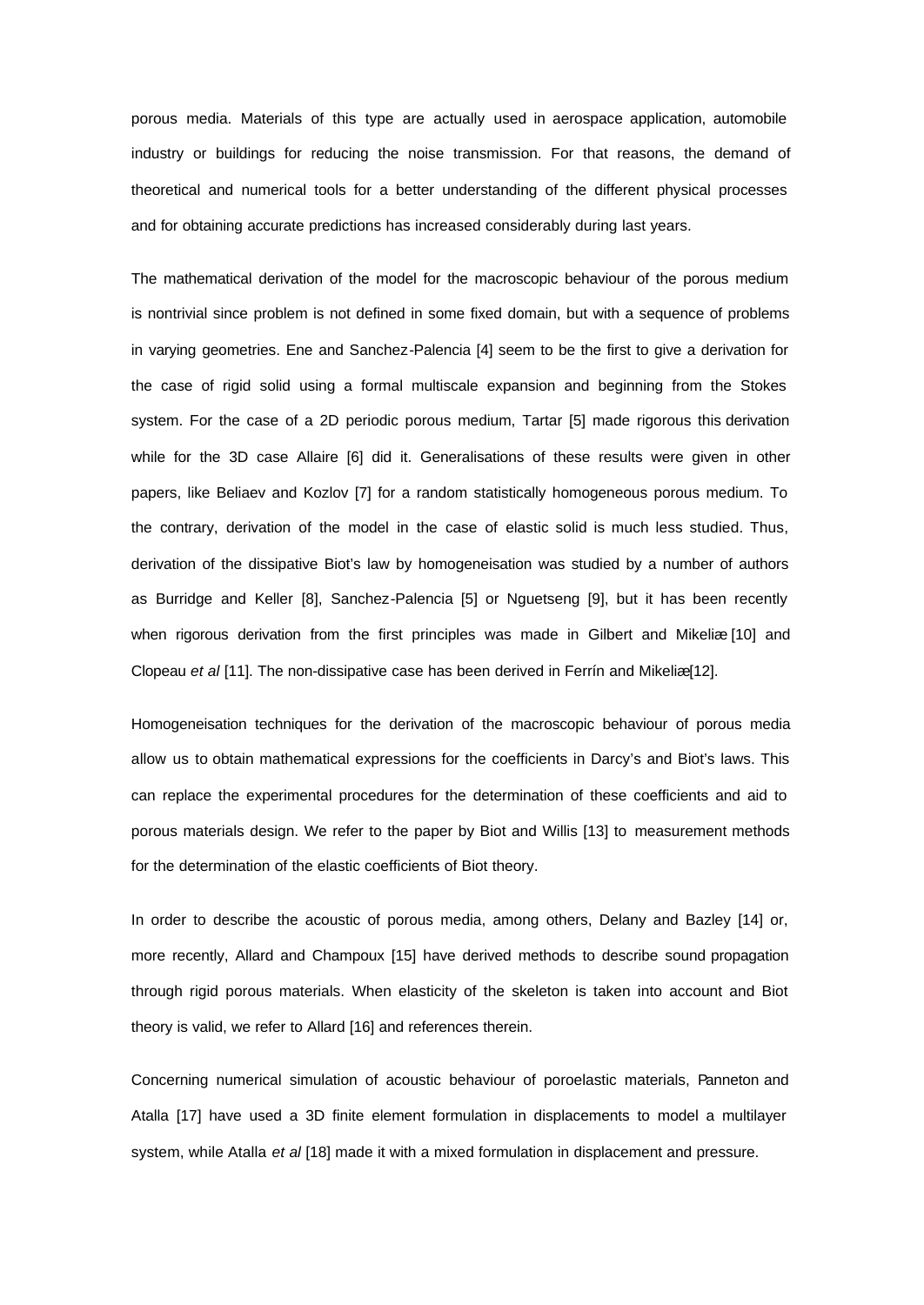porous media. Materials of this type are actually used in aerospace application, automobile industry or buildings for reducing the noise transmission. For that reasons, the demand of theoretical and numerical tools for a better understanding of the different physical processes and for obtaining accurate predictions has increased considerably during last years.

The mathematical derivation of the model for the macroscopic behaviour of the porous medium is nontrivial since problem is not defined in some fixed domain, but with a sequence of problems in varying geometries. Ene and Sanchez-Palencia [4] seem to be the first to give a derivation for the case of rigid solid using a formal multiscale expansion and beginning from the Stokes system. For the case of a 2D periodic porous medium, Tartar [5] made rigorous this derivation while for the 3D case Allaire [6] did it. Generalisations of these results were given in other papers, like Beliaev and Kozlov [7] for a random statistically homogeneous porous medium. To the contrary, derivation of the model in the case of elastic solid is much less studied. Thus, derivation of the dissipative Biot's law by homogeneisation was studied by a number of authors as Burridge and Keller [8], Sanchez-Palencia [5] or Nguetseng [9], but it has been recently when rigorous derivation from the first principles was made in Gilbert and Mikeliæ [10] and Clopeau *et al* [11]. The non-dissipative case has been derived in Ferrín and Mikeliæ[12].

Homogeneisation techniques for the derivation of the macroscopic behaviour of porous media allow us to obtain mathematical expressions for the coefficients in Darcy's and Biot's laws. This can replace the experimental procedures for the determination of these coefficients and aid to porous materials design. We refer to the paper by Biot and Willis [13] to measurement methods for the determination of the elastic coefficients of Biot theory.

In order to describe the acoustic of porous media, among others, Delany and Bazley [14] or, more recently, Allard and Champoux [15] have derived methods to describe sound propagation through rigid porous materials. When elasticity of the skeleton is taken into account and Biot theory is valid, we refer to Allard [16] and references therein.

Concerning numerical simulation of acoustic behaviour of poroelastic materials, Panneton and Atalla [17] have used a 3D finite element formulation in displacements to model a multilayer system, while Atalla *et al* [18] made it with a mixed formulation in displacement and pressure.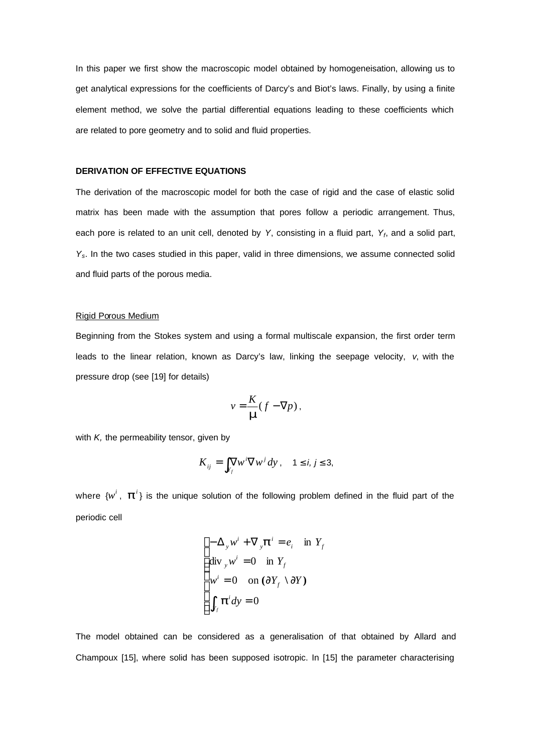In this paper we first show the macroscopic model obtained by homogeneisation, allowing us to get analytical expressions for the coefficients of Darcy's and Biot's laws. Finally, by using a finite element method, we solve the partial differential equations leading to these coefficients which are related to pore geometry and to solid and fluid properties.

## DERIVATION OF EFFECTIVE EQUATIONS

The derivation of the macroscopic model for both the case of rigid and the case of elastic solid matrix has been made with the assumption that pores follow a periodic arrangement. Thus, each pore is related to an unit cell, denoted by $Y$, consisting in a fluid part, $Y_f$, and a solid part, $Y_s$. In the two cases studied in this paper, valid in three dimensions, we assume connected solid and fluid parts of the porous media.

### Rigid Porous Medium

Beginning from the Stokes system and using a formal multiscale expansion, the first order term leads to the linear relation, known as Darcy's law, linking the seepage velocity, $v$, with the pressure drop (see [19] for details)

$$v = \frac{K}{\mu}(f - \nabla p),$$

with $K$, the permeability tensor, given by

$$K_{ij} = \int_{Y_f} \nabla w^i \nabla w^j \, dy, \quad 1 \leq i, j \leq 3,$$

where $\{w^i, \pi^i\}$ is the unique solution of the following problem defined in the fluid part of the periodic cell

$$\begin{cases} -\Delta_y w^i + \nabla_y \pi^i = e_i & \text{in } Y_f \\ \operatorname{div}_y w^i = 0 & \text{in } Y_f \\ w^i = 0 & \text{on } (\partial Y_f \setminus \partial Y) \\ \int_{Y_f} \pi^i dy = 0 \end{cases}$$

The model obtained can be considered as a generalisation of that obtained by Allard and Champoux [15], where solid has been supposed isotropic. In [15] the parameter characterising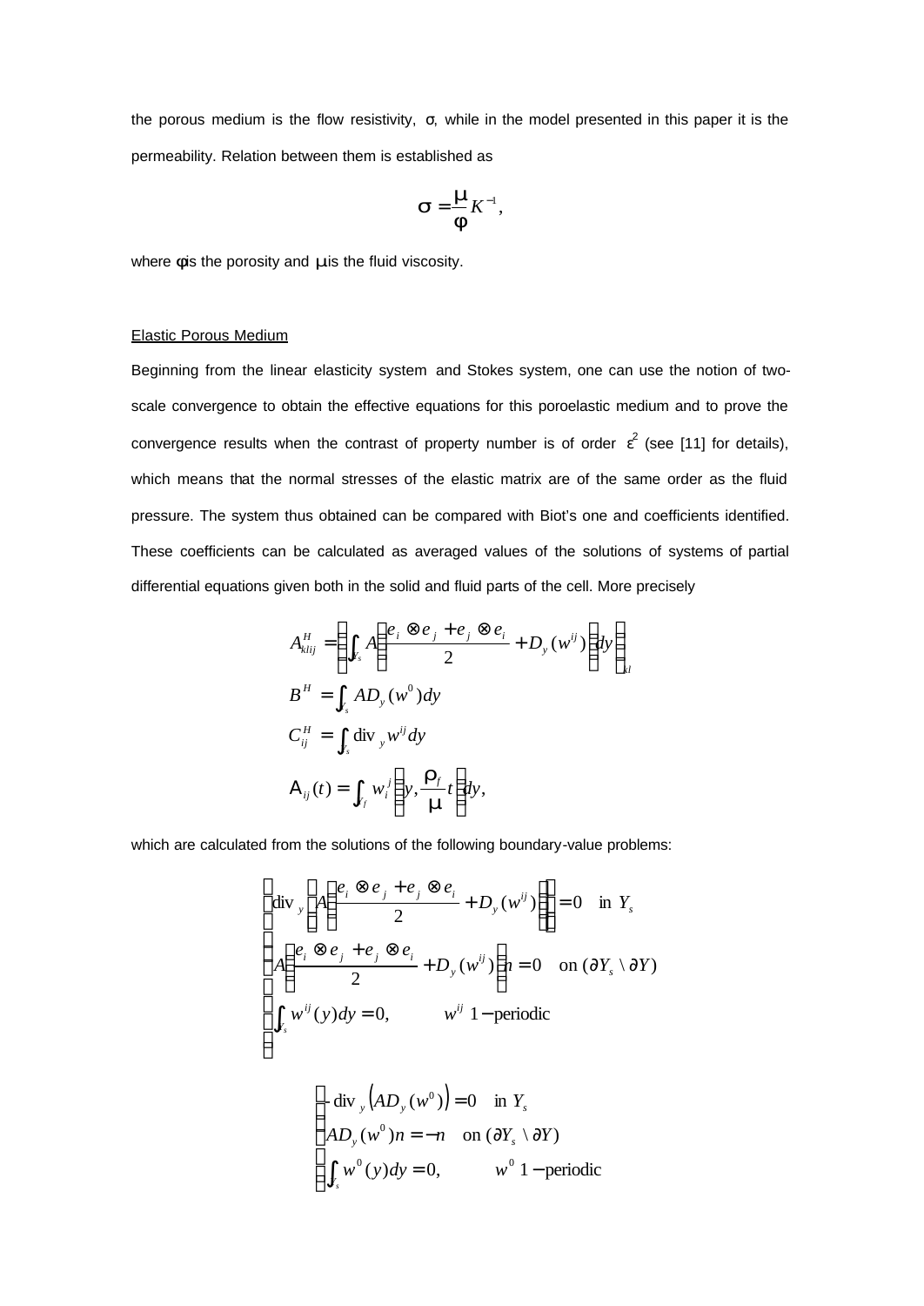the porous medium is the flow resistivity, $\sigma$, while in the model presented in this paper it is the permeability. Relation between them is established as

$$\sigma = \frac{\mu}{\varphi} K^{-1},$$

where $\varphi$ is the porosity and $\mu$ is the fluid viscosity.

Elastic Porous Medium

Beginning from the linear elasticity system and Stokes system, one can use the notion of two-scale convergence to obtain the effective equations for this poroelastic medium and to prove the convergence results when the contrast of property number is of order $\varepsilon^2$ (see [11] for details), which means that the normal stresses of the elastic matrix are of the same order as the fluid pressure. The system thus obtained can be compared with Biot's one and coefficients identified. These coefficients can be calculated as averaged values of the solutions of systems of partial differential equations given both in the solid and fluid parts of the cell. More precisely

$$
\begin{aligned}
A^H_{klij} &= \left( \int_{Y_s} A \left( \frac{e_i \otimes e_j + e_j \otimes e_i}{2} + D_y(w^{ij}) \right) dy \right)_{kl} \\
B^H &= \int_{Y_s} A D_y(w^0) dy \\
C^H_{ij} &= \int_{Y_s} \mathrm{div}_y w^{ij} dy \\
\mathrm{A}_{ij}(t) &= \int_{Y_f} w_i^j \left( y, \frac{\rho_f}{\mu} t \right) dy,
\end{aligned}
$$

which are calculated from the solutions of the following boundary-value problems:

$$
\begin{cases}
\mathrm{div}_y \left( A \left( \frac{e_i \otimes e_j + e_j \otimes e_i}{2} + D_y(w^{ij}) \right) \right) = 0 \quad \text{in } Y_s \\
A \left( \frac{e_i \otimes e_j + e_j \otimes e_i}{2} + D_y(w^{ij}) \right) n = 0 \quad \text{on } (\partial Y_s \setminus \partial Y) \\
\int_{Y_s} w^{ij}(y) dy = 0, \qquad w^{ij} \ 1-\text{periodic}
\end{cases}
$$

$$
\begin{cases}
-\mathrm{div}_y \left( A D_y(w^0) \right) = 0 \quad \text{in } Y_s \\
A D_y(w^0) n = -n \quad \text{on } (\partial Y_s \setminus \partial Y) \\
\int_{Y_s} w^0(y) dy = 0, \qquad w^0 \ 1-\text{periodic}
\end{cases}
$$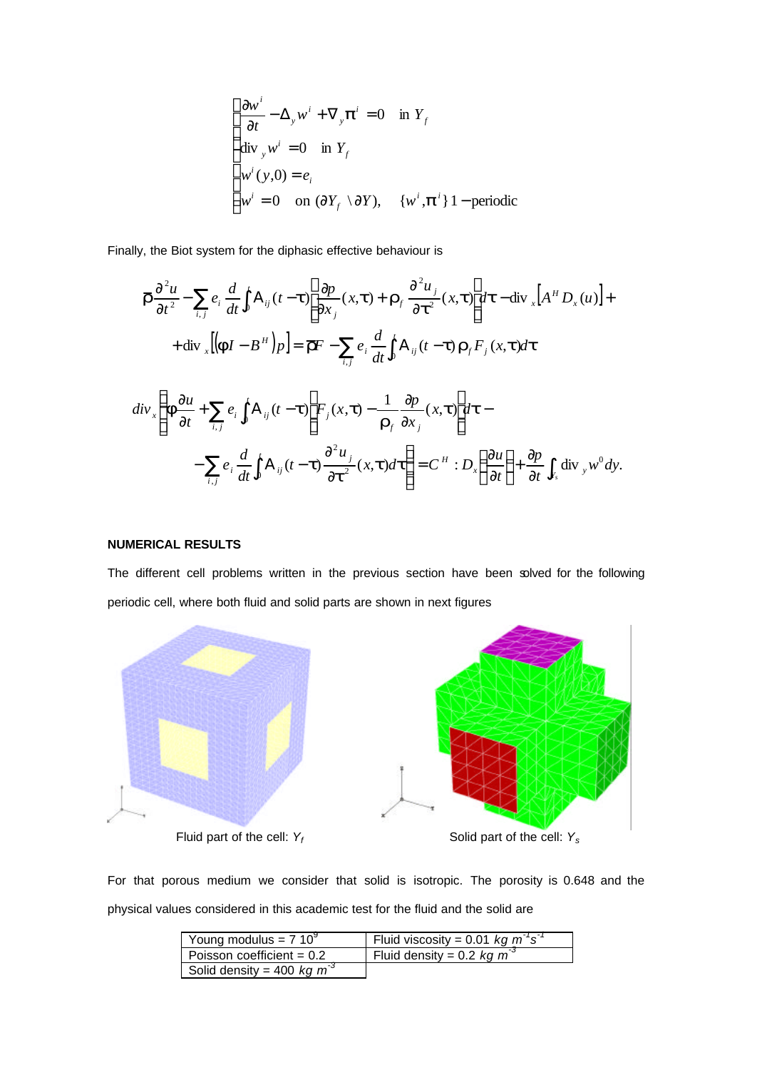$$
\begin{cases}
\dfrac{\partial w^i}{\partial t} - \Delta_y w^i + \nabla_y \pi^i = 0 & \text{in } Y_f \\
\operatorname{div}_y w^i = 0 & \text{in } Y_f \\
w^i(y,0) = e_i & \\
w^i = 0 \quad \text{on } (\partial Y_f \setminus \partial Y), & \{w^i, \pi^i\}\ 1-\text{periodic}
\end{cases}
$$

Finally, the Biot system for the diphasic effective behaviour is

$$
\bar{\rho}\frac{\partial^2 u}{\partial t^2} - \sum_{i,j} e_i \frac{d}{dt}\int_0^t \mathrm{A}_{ij}(t-\tau)\left[\frac{\partial p}{\partial x_j}(x,\tau) + \rho_f \frac{\partial^2 u_j}{\partial \tau^2}(x,\tau)\right]d\tau - \operatorname{div}_x\left[A^H D_x(u)\right] +
$$

$$
+\operatorname{div}_x\left[\left(\varphi I - B^H\right)p\right] = \bar{\rho}F - \sum_{i,j} e_i \frac{d}{dt}\int_0^t \mathrm{A}_{ij}(t-\tau)\,\rho_f F_j(x,\tau)d\tau
$$

$$
div_x\left(\varphi\frac{\partial u}{\partial t} + \sum_{i,j} e_i \int_0^t \mathrm{A}_{ij}(t-\tau)\left[F_j(x,\tau) - \frac{1}{\rho_f}\frac{\partial p}{\partial x_j}(x,\tau)\right]d\tau - \right.
$$

$$
\left. - \sum_{i,j} e_i \frac{d}{dt}\int_0^t \mathrm{A}_{ij}(t-\tau)\frac{\partial^2 u_j}{\partial \tau^2}(x,\tau)d\tau\right) = C^H : D_x\left(\frac{\partial u}{\partial t}\right) + \frac{\partial p}{\partial t}\int_{Y_s} \operatorname{div}_y w^0 dy.
$$

**NUMERICAL RESULTS**

The different cell problems written in the previous section have been solved for the following periodic cell, where both fluid and solid parts are shown in next figures

Fluid part of the cell: $Y_f$ Solid part of the cell: $Y_s$

For that porous medium we consider that solid is isotropic. The porosity is 0.648 and the physical values considered in this academic test for the fluid and the solid are

| Young modulus = 7 $10^9$ | Fluid viscosity = 0.01 $kg\ m^{-1}s^{-1}$ |
|---|---|
| Poisson coefficient = 0.2 | Fluid density = 0.2 $kg\ m^{-3}$ |
| Solid density = 400 $kg\ m^{-3}$ | |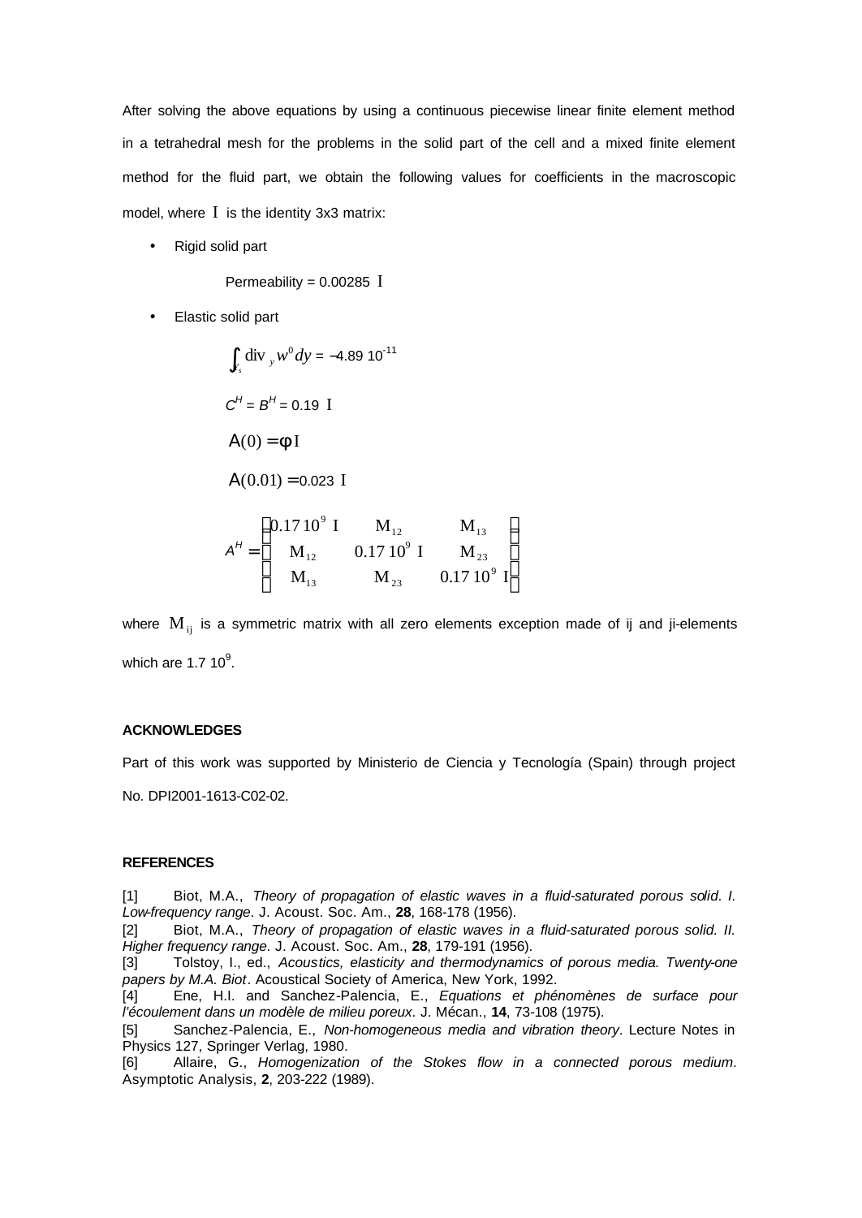After solving the above equations by using a continuous piecewise linear finite element method in a tetrahedral mesh for the problems in the solid part of the cell and a mixed finite element method for the fluid part, we obtain the following values for coefficients in the macroscopic model, where $\mathrm{I}$ is the identity 3x3 matrix:

- Rigid solid part

  Permeability = 0.00285 $\mathrm{I}$

- Elastic solid part

$$\int_{s} \operatorname{div}_y w^0 dy = -4.89\ 10^{-11}$$

$$C^H = B^H = 0.19\ \mathrm{I}$$

$$A(0) = \phi\, \mathrm{I}$$

$$A(0.01) = 0.023\ \mathrm{I}$$

$$A^H = \begin{pmatrix} 0.17\,10^9\ \mathrm{I} & \mathrm{M}_{12} & \mathrm{M}_{13} \\ \mathrm{M}_{12} & 0.17\,10^9\ \mathrm{I} & \mathrm{M}_{23} \\ \mathrm{M}_{13} & \mathrm{M}_{23} & 0.17\,10^9\ \mathrm{I} \end{pmatrix}$$

where $\mathrm{M}_{\mathrm{ij}}$ is a symmetric matrix with all zero elements exception made of ij and ji-elements which are 1.7 $10^9$.

**ACKNOWLEDGES**

Part of this work was supported by Ministerio de Ciencia y Tecnología (Spain) through project No. DPI2001-1613-C02-02.

**REFERENCES**

[1] Biot, M.A., *Theory of propagation of elastic waves in a fluid-saturated porous solid. I. Low-frequency range*. J. Acoust. Soc. Am., **28**, 168-178 (1956).

[2] Biot, M.A., *Theory of propagation of elastic waves in a fluid-saturated porous solid. II. Higher frequency range*. J. Acoust. Soc. Am., **28**, 179-191 (1956).

[3] Tolstoy, I., ed., *Acoustics, elasticity and thermodynamics of porous media. Twenty-one papers by M.A. Biot*. Acoustical Society of America, New York, 1992.

[4] Ene, H.I. and Sanchez-Palencia, E., *Equations et phénomènes de surface pour l'écoulement dans un modèle de milieu poreux*. J. Mécan., **14**, 73-108 (1975).

[5] Sanchez-Palencia, E., *Non-homogeneous media and vibration theory*. Lecture Notes in Physics 127, Springer Verlag, 1980.

[6] Allaire, G., *Homogenization of the Stokes flow in a connected porous medium*. Asymptotic Analysis, **2**, 203-222 (1989).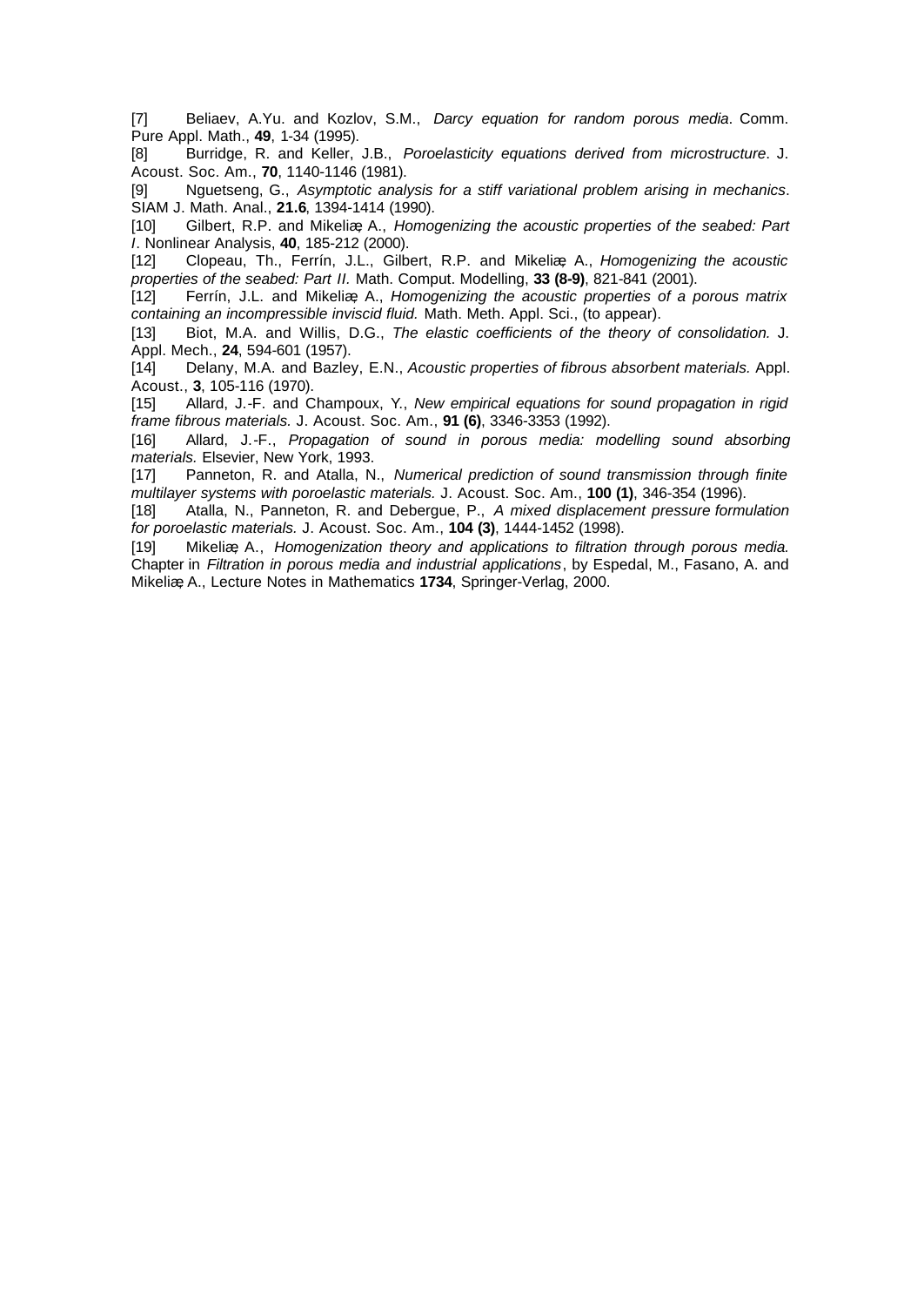[7] Beliaev, A.Yu. and Kozlov, S.M., *Darcy equation for random porous media*. Comm. Pure Appl. Math., **49**, 1-34 (1995).

[8] Burridge, R. and Keller, J.B., *Poroelasticity equations derived from microstructure*. J. Acoust. Soc. Am., **70**, 1140-1146 (1981).

[9] Nguetseng, G., *Asymptotic analysis for a stiff variational problem arising in mechanics*. SIAM J. Math. Anal., **21.6**, 1394-1414 (1990).

[10] Gilbert, R.P. and Mikelić, A., *Homogenizing the acoustic properties of the seabed: Part I*. Nonlinear Analysis, **40**, 185-212 (2000).

[12] Clopeau, Th., Ferrín, J.L., Gilbert, R.P. and Mikelić, A., *Homogenizing the acoustic properties of the seabed: Part II.* Math. Comput. Modelling, **33 (8-9)**, 821-841 (2001).

[12] Ferrín, J.L. and Mikelić, A., *Homogenizing the acoustic properties of a porous matrix containing an incompressible inviscid fluid.* Math. Meth. Appl. Sci., (to appear).

[13] Biot, M.A. and Willis, D.G., *The elastic coefficients of the theory of consolidation.* J. Appl. Mech., **24**, 594-601 (1957).

[14] Delany, M.A. and Bazley, E.N., *Acoustic properties of fibrous absorbent materials.* Appl. Acoust., **3**, 105-116 (1970).

[15] Allard, J.-F. and Champoux, Y., *New empirical equations for sound propagation in rigid frame fibrous materials.* J. Acoust. Soc. Am., **91 (6)**, 3346-3353 (1992).

[16] Allard, J.-F., *Propagation of sound in porous media: modelling sound absorbing materials.* Elsevier, New York, 1993.

[17] Panneton, R. and Atalla, N., *Numerical prediction of sound transmission through finite multilayer systems with poroelastic materials.* J. Acoust. Soc. Am., **100 (1)**, 346-354 (1996).

[18] Atalla, N., Panneton, R. and Debergue, P., *A mixed displacement pressure formulation for poroelastic materials.* J. Acoust. Soc. Am., **104 (3)**, 1444-1452 (1998).

[19] Mikelić, A., *Homogenization theory and applications to filtration through porous media.* Chapter in *Filtration in porous media and industrial applications*, by Espedal, M., Fasano, A. and Mikelić, A., Lecture Notes in Mathematics **1734**, Springer-Verlag, 2000.